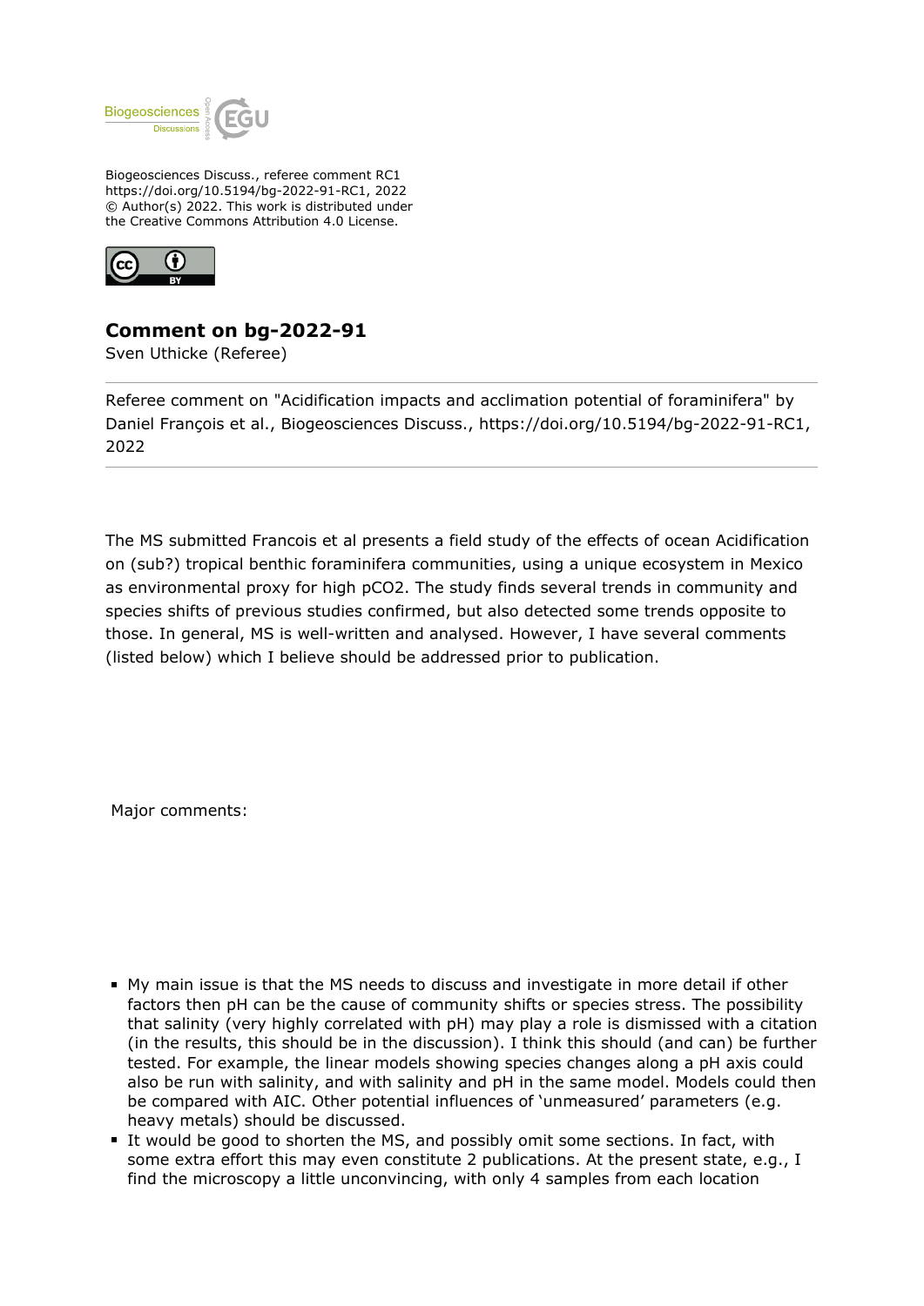Biogeosciences Discuss., referee comment RC1
https://doi.org/10.5194/bg-2022-91-RC1, 2022
© Author(s) 2022. This work is distributed under
the Creative Commons Attribution 4.0 License.

## Comment on bg-2022-91

Sven Uthicke (Referee)

Referee comment on "Acidification impacts and acclimation potential of foraminifera" by Daniel François et al., Biogeosciences Discuss., https://doi.org/10.5194/bg-2022-91-RC1, 2022

The MS submitted Francois et al presents a field study of the effects of ocean Acidification on (sub?) tropical benthic foraminifera communities, using a unique ecosystem in Mexico as environmental proxy for high pCO2. The study finds several trends in community and species shifts of previous studies confirmed, but also detected some trends opposite to those. In general, MS is well-written and analysed. However, I have several comments (listed below) which I believe should be addressed prior to publication.

Major comments:

- My main issue is that the MS needs to discuss and investigate in more detail if other factors then pH can be the cause of community shifts or species stress. The possibility that salinity (very highly correlated with pH) may play a role is dismissed with a citation (in the results, this should be in the discussion). I think this should (and can) be further tested. For example, the linear models showing species changes along a pH axis could also be run with salinity, and with salinity and pH in the same model. Models could then be compared with AIC. Other potential influences of 'unmeasured' parameters (e.g. heavy metals) should be discussed.
- It would be good to shorten the MS, and possibly omit some sections. In fact, with some extra effort this may even constitute 2 publications. At the present state, e.g., I find the microscopy a little unconvincing, with only 4 samples from each location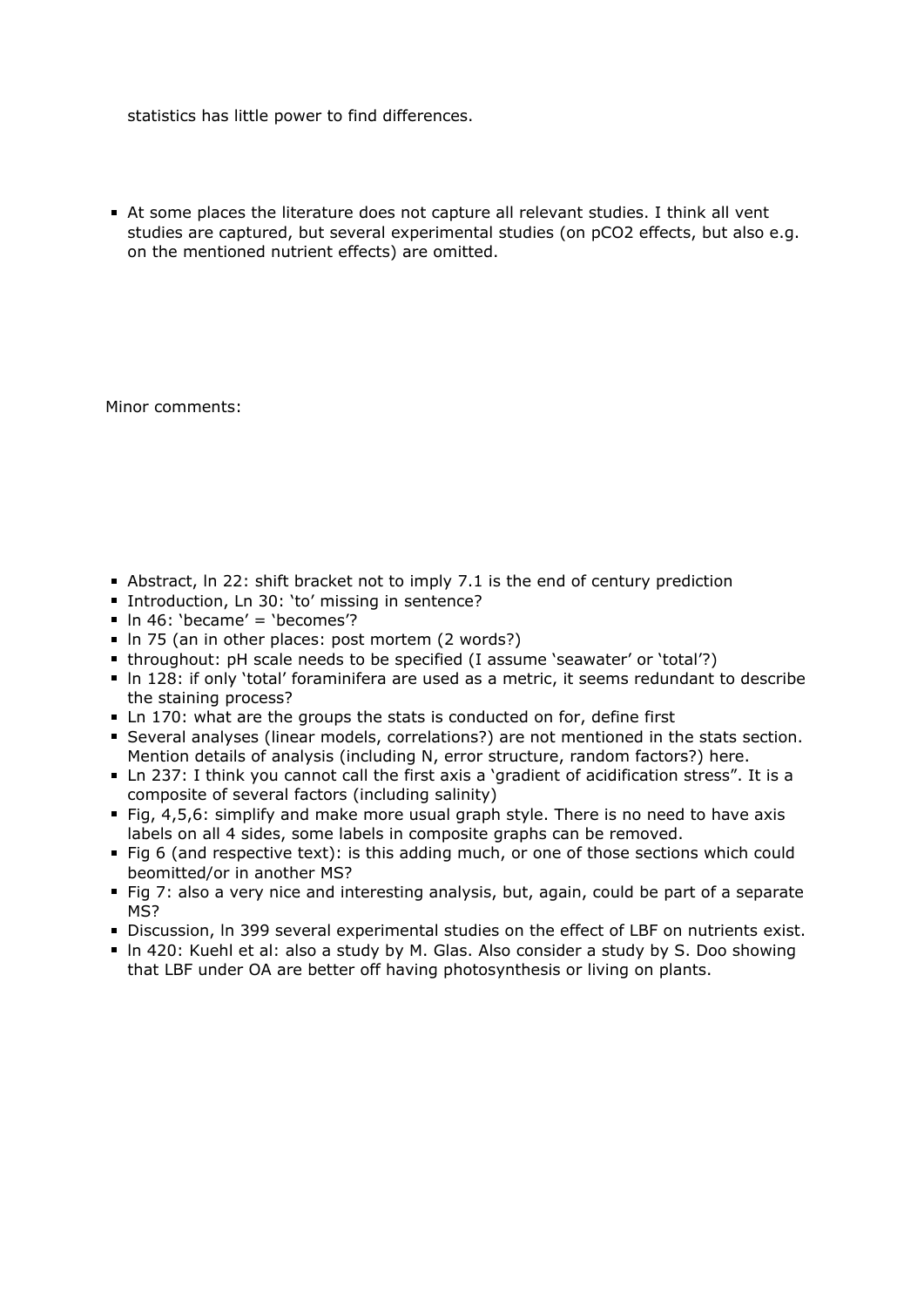statistics has little power to find differences.

- At some places the literature does not capture all relevant studies. I think all vent studies are captured, but several experimental studies (on pCO2 effects, but also e.g. on the mentioned nutrient effects) are omitted.

Minor comments:

- Abstract, ln 22: shift bracket not to imply 7.1 is the end of century prediction
- Introduction, Ln 30: 'to' missing in sentence?
- ln 46: 'became' = 'becomes'?
- ln 75 (an in other places: post mortem (2 words?)
- throughout: pH scale needs to be specified (I assume 'seawater' or 'total'?)
- ln 128: if only 'total' foraminifera are used as a metric, it seems redundant to describe the staining process?
- Ln 170: what are the groups the stats is conducted on for, define first
- Several analyses (linear models, correlations?) are not mentioned in the stats section. Mention details of analysis (including N, error structure, random factors?) here.
- Ln 237: I think you cannot call the first axis a 'gradient of acidification stress". It is a composite of several factors (including salinity)
- Fig, 4,5,6: simplify and make more usual graph style. There is no need to have axis labels on all 4 sides, some labels in composite graphs can be removed.
- Fig 6 (and respective text): is this adding much, or one of those sections which could beomitted/or in another MS?
- Fig 7: also a very nice and interesting analysis, but, again, could be part of a separate MS?
- Discussion, ln 399 several experimental studies on the effect of LBF on nutrients exist.
- ln 420: Kuehl et al: also a study by M. Glas. Also consider a study by S. Doo showing that LBF under OA are better off having photosynthesis or living on plants.